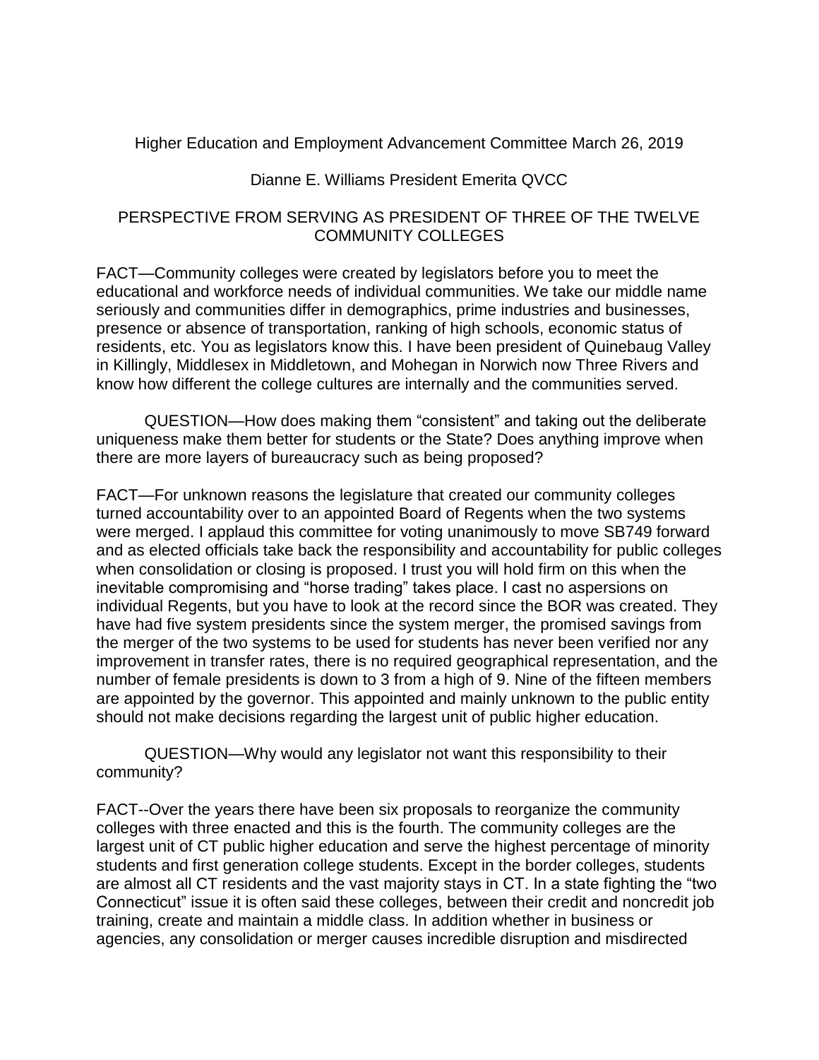Higher Education and Employment Advancement Committee March 26, 2019

Dianne E. Williams President Emerita QVCC

## PERSPECTIVE FROM SERVING AS PRESIDENT OF THREE OF THE TWELVE COMMUNITY COLLEGES

FACT—Community colleges were created by legislators before you to meet the educational and workforce needs of individual communities. We take our middle name seriously and communities differ in demographics, prime industries and businesses, presence or absence of transportation, ranking of high schools, economic status of residents, etc. You as legislators know this. I have been president of Quinebaug Valley in Killingly, Middlesex in Middletown, and Mohegan in Norwich now Three Rivers and know how different the college cultures are internally and the communities served.

QUESTION—How does making them "consistent" and taking out the deliberate uniqueness make them better for students or the State? Does anything improve when there are more layers of bureaucracy such as being proposed?

FACT—For unknown reasons the legislature that created our community colleges turned accountability over to an appointed Board of Regents when the two systems were merged. I applaud this committee for voting unanimously to move SB749 forward and as elected officials take back the responsibility and accountability for public colleges when consolidation or closing is proposed. I trust you will hold firm on this when the inevitable compromising and "horse trading" takes place. I cast no aspersions on individual Regents, but you have to look at the record since the BOR was created. They have had five system presidents since the system merger, the promised savings from the merger of the two systems to be used for students has never been verified nor any improvement in transfer rates, there is no required geographical representation, and the number of female presidents is down to 3 from a high of 9. Nine of the fifteen members are appointed by the governor. This appointed and mainly unknown to the public entity should not make decisions regarding the largest unit of public higher education.

QUESTION—Why would any legislator not want this responsibility to their community?

FACT--Over the years there have been six proposals to reorganize the community colleges with three enacted and this is the fourth. The community colleges are the largest unit of CT public higher education and serve the highest percentage of minority students and first generation college students. Except in the border colleges, students are almost all CT residents and the vast majority stays in CT. In a state fighting the "two Connecticut" issue it is often said these colleges, between their credit and noncredit job training, create and maintain a middle class. In addition whether in business or agencies, any consolidation or merger causes incredible disruption and misdirected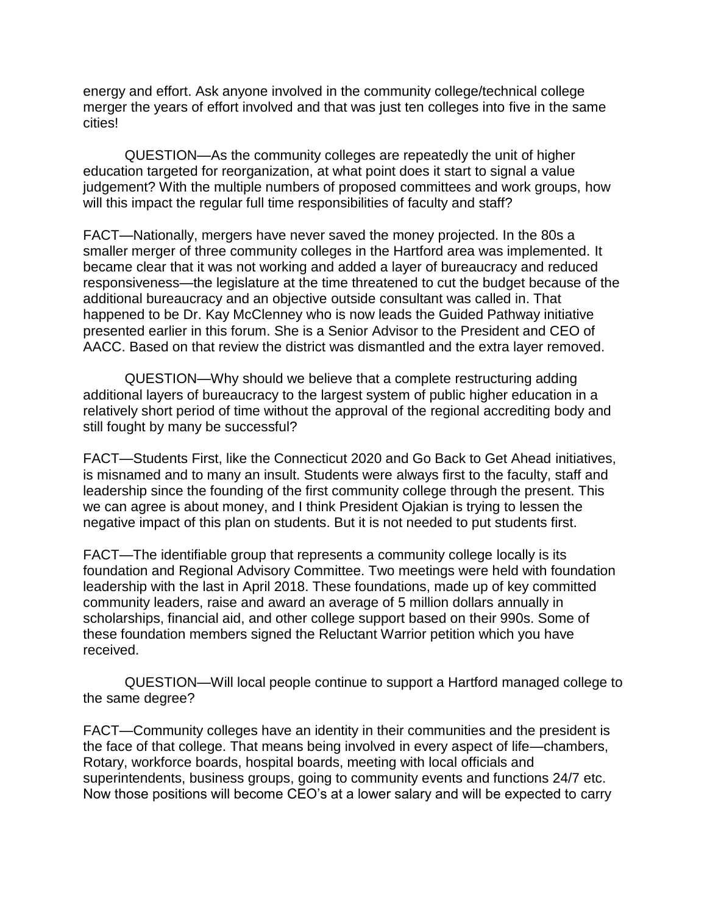energy and effort. Ask anyone involved in the community college/technical college merger the years of effort involved and that was just ten colleges into five in the same cities!

QUESTION—As the community colleges are repeatedly the unit of higher education targeted for reorganization, at what point does it start to signal a value judgement? With the multiple numbers of proposed committees and work groups, how will this impact the regular full time responsibilities of faculty and staff?

FACT—Nationally, mergers have never saved the money projected. In the 80s a smaller merger of three community colleges in the Hartford area was implemented. It became clear that it was not working and added a layer of bureaucracy and reduced responsiveness—the legislature at the time threatened to cut the budget because of the additional bureaucracy and an objective outside consultant was called in. That happened to be Dr. Kay McClenney who is now leads the Guided Pathway initiative presented earlier in this forum. She is a Senior Advisor to the President and CEO of AACC. Based on that review the district was dismantled and the extra layer removed.

QUESTION—Why should we believe that a complete restructuring adding additional layers of bureaucracy to the largest system of public higher education in a relatively short period of time without the approval of the regional accrediting body and still fought by many be successful?

FACT—Students First, like the Connecticut 2020 and Go Back to Get Ahead initiatives, is misnamed and to many an insult. Students were always first to the faculty, staff and leadership since the founding of the first community college through the present. This we can agree is about money, and I think President Ojakian is trying to lessen the negative impact of this plan on students. But it is not needed to put students first.

FACT—The identifiable group that represents a community college locally is its foundation and Regional Advisory Committee. Two meetings were held with foundation leadership with the last in April 2018. These foundations, made up of key committed community leaders, raise and award an average of 5 million dollars annually in scholarships, financial aid, and other college support based on their 990s. Some of these foundation members signed the Reluctant Warrior petition which you have received.

QUESTION—Will local people continue to support a Hartford managed college to the same degree?

FACT—Community colleges have an identity in their communities and the president is the face of that college. That means being involved in every aspect of life—chambers, Rotary, workforce boards, hospital boards, meeting with local officials and superintendents, business groups, going to community events and functions 24/7 etc. Now those positions will become CEO's at a lower salary and will be expected to carry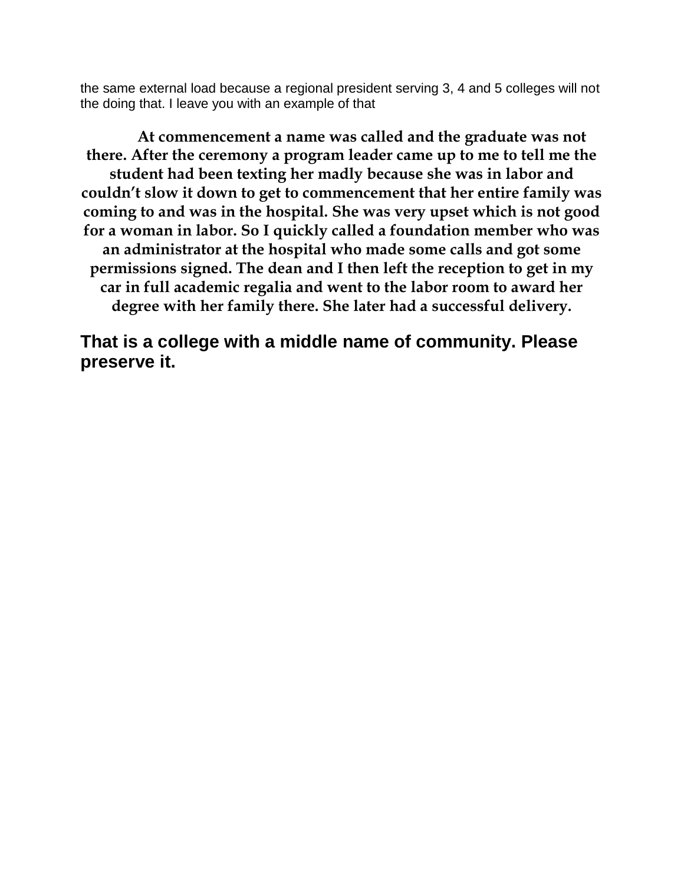the same external load because a regional president serving 3, 4 and 5 colleges will not the doing that. I leave you with an example of that

**At commencement a name was called and the graduate was not there. After the ceremony a program leader came up to me to tell me the student had been texting her madly because she was in labor and couldn't slow it down to get to commencement that her entire family was coming to and was in the hospital. She was very upset which is not good for a woman in labor. So I quickly called a foundation member who was an administrator at the hospital who made some calls and got some permissions signed. The dean and I then left the reception to get in my car in full academic regalia and went to the labor room to award her degree with her family there. She later had a successful delivery.**

**That is a college with a middle name of community. Please preserve it.**